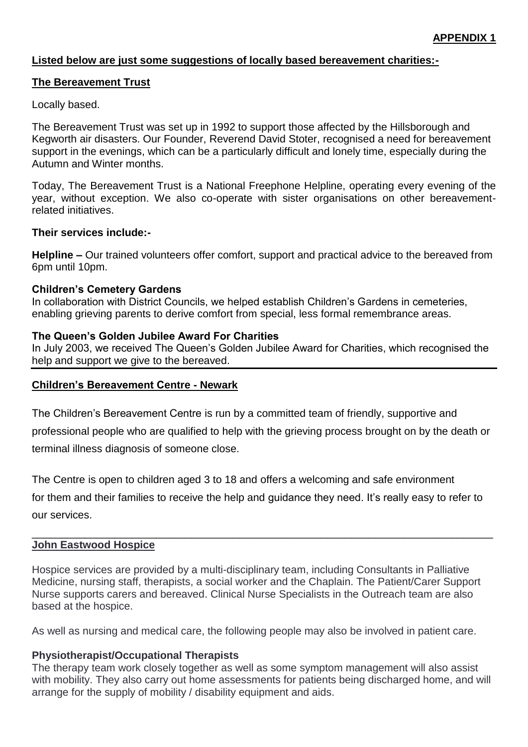**APPENDIX 1**

**Listed below are just some suggestions of locally based bereavement charities:-**

## The Bereavement Trust

Locally based.

The Bereavement Trust was set up in 1992 to support those affected by the Hillsborough and Kegworth air disasters. Our Founder, Reverend David Stoter, recognised a need for bereavement support in the evenings, which can be a particularly difficult and lonely time, especially during the Autumn and Winter months.

Today, The Bereavement Trust is a National Freephone Helpline, operating every evening of the year, without exception. We also co-operate with sister organisations on other bereavement-related initiatives.

**Their services include:-**

**Helpline –** Our trained volunteers offer comfort, support and practical advice to the bereaved from 6pm until 10pm.

**Children's Cemetery Gardens**
In collaboration with District Councils, we helped establish Children's Gardens in cemeteries, enabling grieving parents to derive comfort from special, less formal remembrance areas.

**The Queen's Golden Jubilee Award For Charities**
In July 2003, we received The Queen's Golden Jubilee Award for Charities, which recognised the help and support we give to the bereaved.

---

## Children's Bereavement Centre - Newark

The Children's Bereavement Centre is run by a committed team of friendly, supportive and professional people who are qualified to help with the grieving process brought on by the death or terminal illness diagnosis of someone close.

The Centre is open to children aged 3 to 18 and offers a welcoming and safe environment for them and their families to receive the help and guidance they need. It's really easy to refer to our services.

---

## John Eastwood Hospice

Hospice services are provided by a multi-disciplinary team, including Consultants in Palliative Medicine, nursing staff, therapists, a social worker and the Chaplain. The Patient/Carer Support Nurse supports carers and bereaved. Clinical Nurse Specialists in the Outreach team are also based at the hospice.

As well as nursing and medical care, the following people may also be involved in patient care.

**Physiotherapist/Occupational Therapists**
The therapy team work closely together as well as some symptom management will also assist with mobility. They also carry out home assessments for patients being discharged home, and will arrange for the supply of mobility / disability equipment and aids.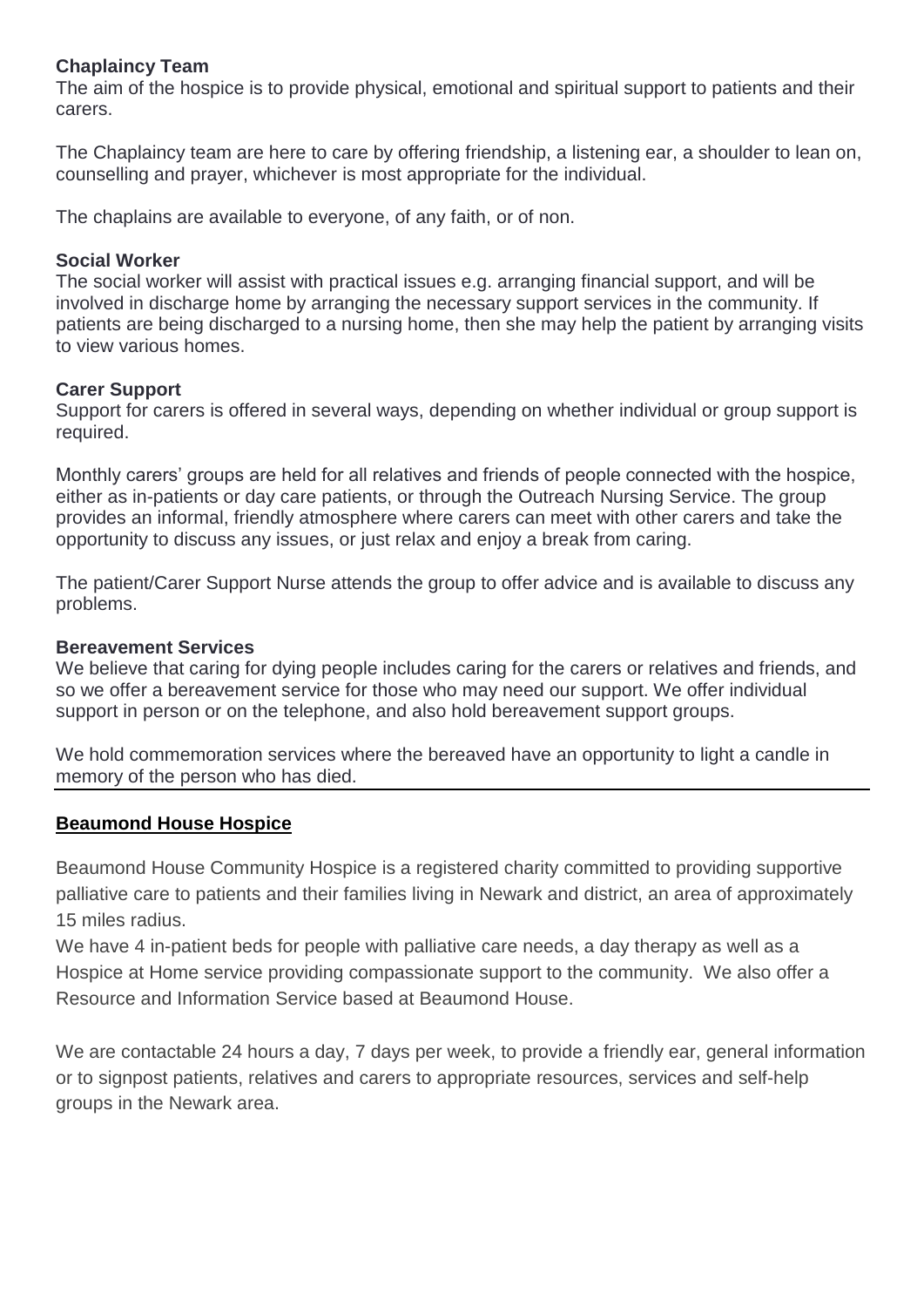**Chaplaincy Team**

The aim of the hospice is to provide physical, emotional and spiritual support to patients and their carers.

The Chaplaincy team are here to care by offering friendship, a listening ear, a shoulder to lean on, counselling and prayer, whichever is most appropriate for the individual.

The chaplains are available to everyone, of any faith, or of non.

**Social Worker**

The social worker will assist with practical issues e.g. arranging financial support, and will be involved in discharge home by arranging the necessary support services in the community. If patients are being discharged to a nursing home, then she may help the patient by arranging visits to view various homes.

**Carer Support**

Support for carers is offered in several ways, depending on whether individual or group support is required.

Monthly carers' groups are held for all relatives and friends of people connected with the hospice, either as in-patients or day care patients, or through the Outreach Nursing Service. The group provides an informal, friendly atmosphere where carers can meet with other carers and take the opportunity to discuss any issues, or just relax and enjoy a break from caring.

The patient/Carer Support Nurse attends the group to offer advice and is available to discuss any problems.

**Bereavement Services**

We believe that caring for dying people includes caring for the carers or relatives and friends, and so we offer a bereavement service for those who may need our support. We offer individual support in person or on the telephone, and also hold bereavement support groups.

We hold commemoration services where the bereaved have an opportunity to light a candle in memory of the person who has died.

---

**Beaumond House Hospice**

Beaumond House Community Hospice is a registered charity committed to providing supportive palliative care to patients and their families living in Newark and district, an area of approximately 15 miles radius.

We have 4 in-patient beds for people with palliative care needs, a day therapy as well as a Hospice at Home service providing compassionate support to the community. We also offer a Resource and Information Service based at Beaumond House.

We are contactable 24 hours a day, 7 days per week, to provide a friendly ear, general information or to signpost patients, relatives and carers to appropriate resources, services and self-help groups in the Newark area.